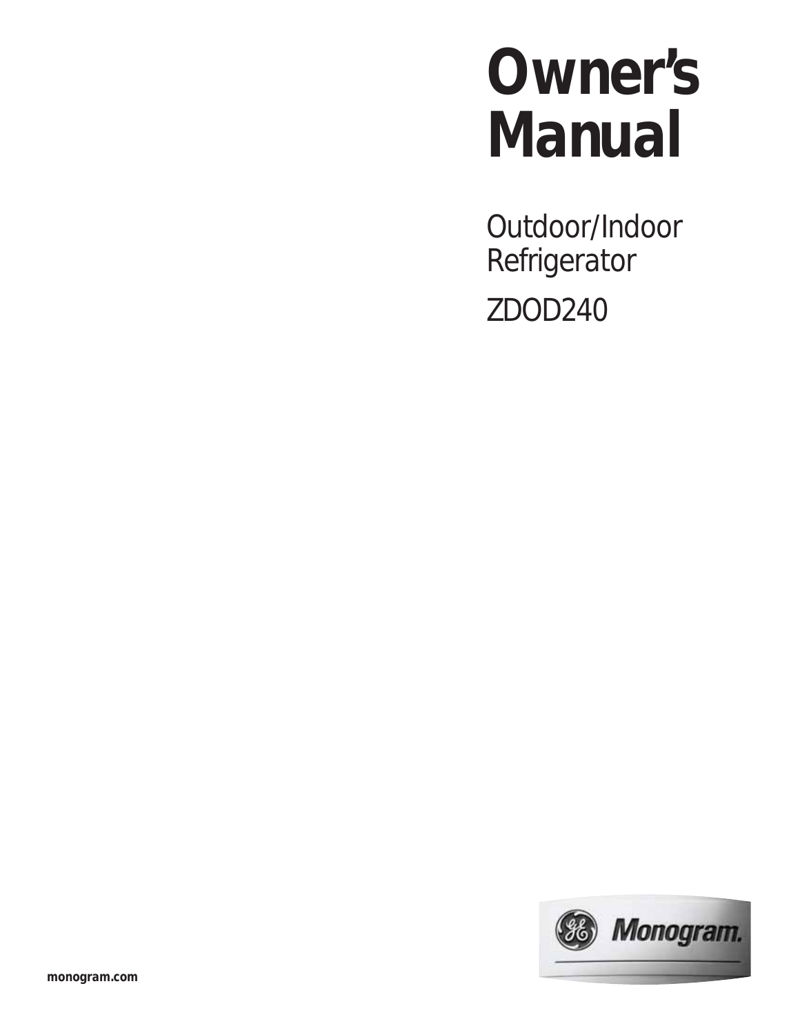# Owner's Manual

Outdoor/Indoor Refrigerator

ZDOD240

GE Monogram.

monogram.com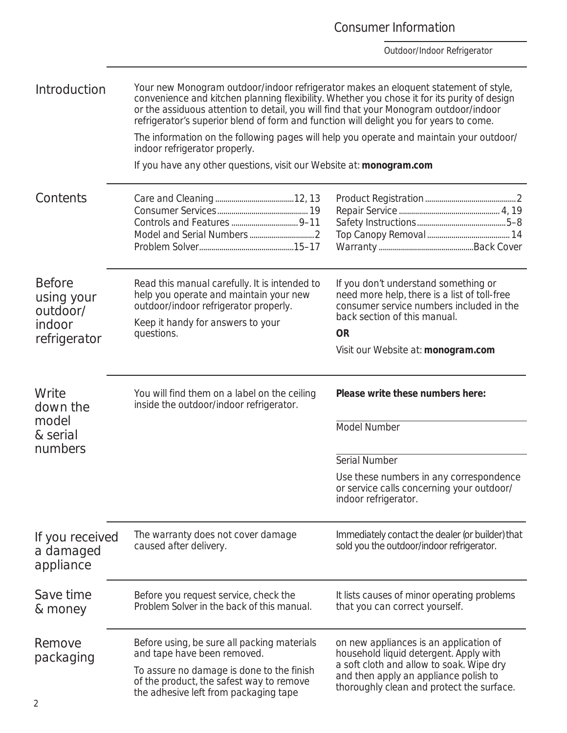## Introduction

Your new Monogram outdoor/indoor refrigerator makes an eloquent statement of style, convenience and kitchen planning flexibility. Whether you chose it for its purity of design or the assiduous attention to detail, you will find that your Monogram outdoor/indoor refrigerator's superior blend of form and function will delight you for years to come.

The information on the following pages will help you operate and maintain your outdoor/indoor refrigerator properly.

If you have any other questions, visit our Website at: **monogram.com**

## Contents

| | |
|---|---|
| Care and Cleaning | 12, 13 |
| Consumer Services | 19 |
| Controls and Features | 9–11 |
| Model and Serial Numbers | 2 |
| Problem Solver | 15–17 |
| Product Registration | 2 |
| Repair Service | 4, 19 |
| Safety Instructions | 5–8 |
| Top Canopy Removal | 14 |
| Warranty | Back Cover |

## Before using your outdoor/indoor refrigerator

Read this manual carefully. It is intended to help you operate and maintain your new outdoor/indoor refrigerator properly.

Keep it handy for answers to your questions.

If you don't understand something or need more help, there is a list of toll-free consumer service numbers included in the back section of this manual.

**OR**

Visit our Website at: **monogram.com**

## Write down the model & serial numbers

You will find them on a label on the ceiling inside the outdoor/indoor refrigerator.

**Please write these numbers here:**

______________________________
Model Number

______________________________
Serial Number

Use these numbers in any correspondence or service calls concerning your outdoor/indoor refrigerator.

## If you received a damaged appliance

The warranty does not cover damage caused after delivery.

Immediately contact the dealer (or builder) that sold you the outdoor/indoor refrigerator.

## Save time & money

Before you request service, check the Problem Solver in the back of this manual.

It lists causes of minor operating problems that you can correct yourself.

## Remove packaging

Before using, be sure all packing materials and tape have been removed.

To assure no damage is done to the finish of the product, the safest way to remove the adhesive left from packaging tape on new appliances is an application of household liquid detergent. Apply with a soft cloth and allow to soak. Wipe dry and then apply an appliance polish to thoroughly clean and protect the surface.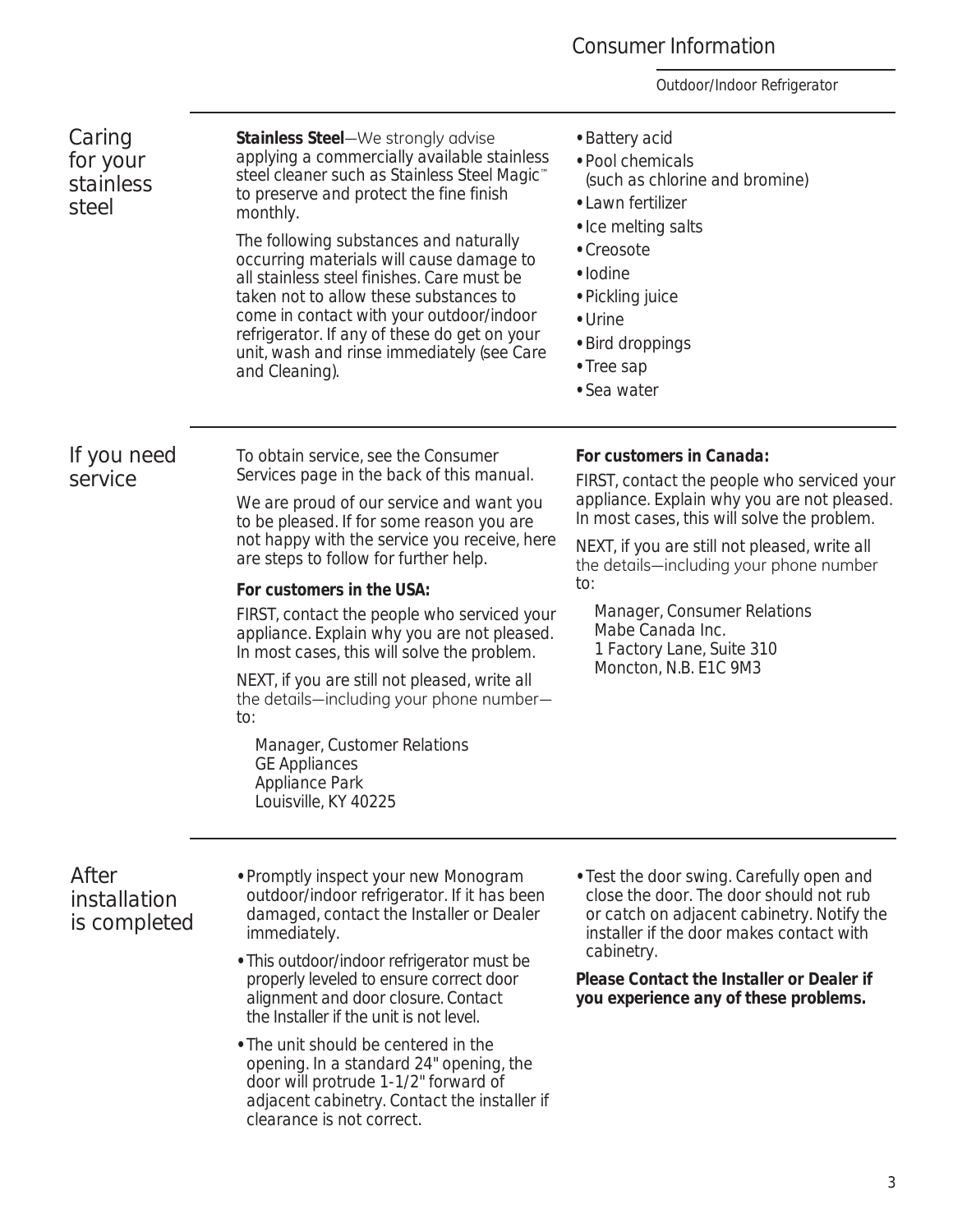## Caring for your stainless steel

**Stainless Steel**—We strongly advise applying a commercially available stainless steel cleaner such as Stainless Steel Magic™ to preserve and protect the fine finish monthly.

The following substances and naturally occurring materials will cause damage to all stainless steel finishes. Care must be taken not to allow these substances to come in contact with your outdoor/indoor refrigerator. If any of these do get on your unit, wash and rinse immediately (see Care and Cleaning).

- Battery acid
- Pool chemicals (such as chlorine and bromine)
- Lawn fertilizer
- Ice melting salts
- Creosote
- Iodine
- Pickling juice
- Urine
- Bird droppings
- Tree sap
- Sea water

## If you need service

To obtain service, see the Consumer Services page in the back of this manual.

We are proud of our service and want you to be pleased. If for some reason you are not happy with the service you receive, here are steps to follow for further help.

**For customers in the USA:**

FIRST, contact the people who serviced your appliance. Explain why you are not pleased. In most cases, this will solve the problem.

NEXT, if you are still not pleased, write all the details—including your phone number—to:

Manager, Customer Relations
GE Appliances
Appliance Park
Louisville, KY 40225

**For customers in Canada:**

FIRST, contact the people who serviced your appliance. Explain why you are not pleased. In most cases, this will solve the problem.

NEXT, if you are still not pleased, write all the details—including your phone number to:

Manager, Consumer Relations
Mabe Canada Inc.
1 Factory Lane, Suite 310
Moncton, N.B. E1C 9M3

## After installation is completed

- Promptly inspect your new Monogram outdoor/indoor refrigerator. If it has been damaged, contact the Installer or Dealer immediately.
- This outdoor/indoor refrigerator must be properly leveled to ensure correct door alignment and door closure. Contact the Installer if the unit is not level.
- The unit should be centered in the opening. In a standard 24" opening, the door will protrude 1-1/2" forward of adjacent cabinetry. Contact the installer if clearance is not correct.
- Test the door swing. Carefully open and close the door. The door should not rub or catch on adjacent cabinetry. Notify the installer if the door makes contact with cabinetry.

**Please Contact the Installer or Dealer if you experience any of these problems.**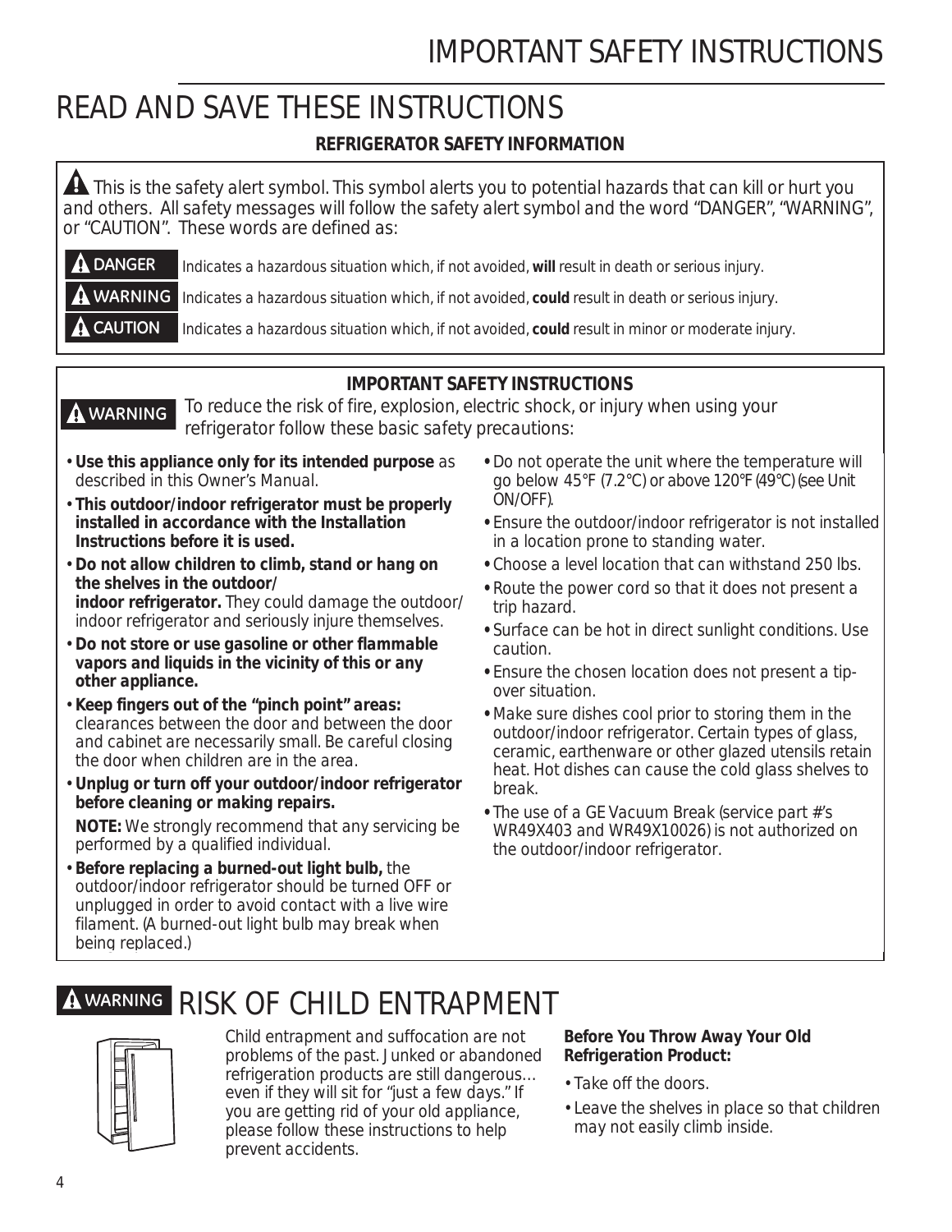// IMPORTANT SAFETY INSTRUCTIONS

# READ AND SAVE THESE INSTRUCTIONS

**REFRIGERATOR SAFETY INFORMATION**

⚠ This is the safety alert symbol. This symbol alerts you to potential hazards that can kill or hurt you and others. All safety messages will follow the safety alert symbol and the word "DANGER", "WARNING", or "CAUTION". These words are defined as:

**⚠ DANGER** Indicates a hazardous situation which, if not avoided, **will** result in death or serious injury.

**⚠ WARNING** Indicates a hazardous situation which, if not avoided, **could** result in death or serious injury.

**⚠ CAUTION** Indicates a hazardous situation which, if not avoided, **could** result in minor or moderate injury.

**IMPORTANT SAFETY INSTRUCTIONS**

**⚠ WARNING** To reduce the risk of fire, explosion, electric shock, or injury when using your refrigerator follow these basic safety precautions:

- **Use this appliance only for its intended purpose** as described in this Owner's Manual.
- **This outdoor/indoor refrigerator must be properly installed in accordance with the Installation Instructions before it is used.**
- **Do not allow children to climb, stand or hang on the shelves in the outdoor/indoor refrigerator.** They could damage the outdoor/indoor refrigerator and seriously injure themselves.
- **Do not store or use gasoline or other flammable vapors and liquids in the vicinity of this or any other appliance.**
- **Keep fingers out of the "pinch point" areas:** clearances between the door and between the door and cabinet are necessarily small. Be careful closing the door when children are in the area.
- **Unplug or turn off your outdoor/indoor refrigerator before cleaning or making repairs.**

  **NOTE:** We strongly recommend that any servicing be performed by a qualified individual.
- **Before replacing a burned-out light bulb,** the outdoor/indoor refrigerator should be turned OFF or unplugged in order to avoid contact with a live wire filament. (A burned-out light bulb may break when being replaced.)
- Do not operate the unit where the temperature will go below 45°F (7.2°C) or above 120°F (49°C) (see Unit ON/OFF).
- Ensure the outdoor/indoor refrigerator is not installed in a location prone to standing water.
- Choose a level location that can withstand 250 lbs.
- Route the power cord so that it does not present a trip hazard.
- Surface can be hot in direct sunlight conditions. Use caution.
- Ensure the chosen location does not present a tip-over situation.
- Make sure dishes cool prior to storing them in the outdoor/indoor refrigerator. Certain types of glass, ceramic, earthenware or other glazed utensils retain heat. Hot dishes can cause the cold glass shelves to break.
- The use of a GE Vacuum Break (service part #'s WR49X403 and WR49X10026) is not authorized on the outdoor/indoor refrigerator.

## ⚠ WARNING RISK OF CHILD ENTRAPMENT

Child entrapment and suffocation are not problems of the past. Junked or abandoned refrigeration products are still dangerous… even if they will sit for "just a few days." If you are getting rid of your old appliance, please follow these instructions to help prevent accidents.

**Before You Throw Away Your Old Refrigeration Product:**

- Take off the doors.
- Leave the shelves in place so that children may not easily climb inside.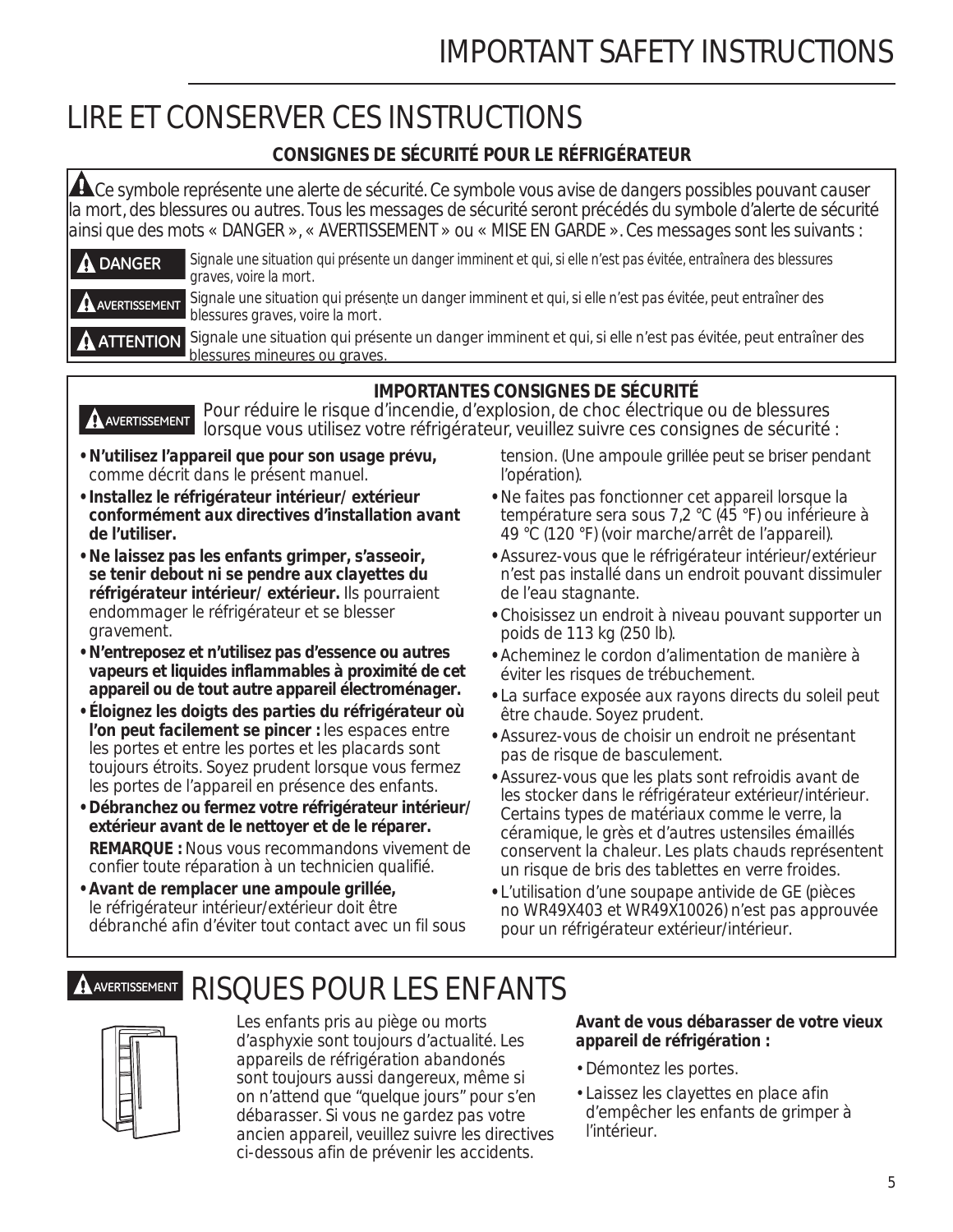# LIRE ET CONSERVER CES INSTRUCTIONS

## CONSIGNES DE SÉCURITÉ POUR LE RÉFRIGÉRATEUR

⚠ Ce symbole représente une alerte de sécurité. Ce symbole vous avise de dangers possibles pouvant causer la mort, des blessures ou autres. Tous les messages de sécurité seront précédés du symbole d'alerte de sécurité ainsi que des mots « DANGER », « AVERTISSEMENT » ou « MISE EN GARDE ». Ces messages sont les suivants :

**⚠ DANGER** *Signale une situation qui présente un danger imminent et qui, si elle n'est pas évitée, entraînera des blessures graves, voire la mort.*

**⚠ AVERTISSEMENT** *Signale une situation qui présente un danger imminent et qui, si elle n'est pas évitée, peut entraîner des blessures graves, voire la mort.*

**⚠ ATTENTION** Signale une situation qui présente un danger imminent et qui, si elle n'est pas évitée, peut entraîner des blessures mineures ou graves.

## IMPORTANTES CONSIGNES DE SÉCURITÉ

**⚠ AVERTISSEMENT** Pour réduire le risque d'incendie, d'explosion, de choc électrique ou de blessures lorsque vous utilisez votre réfrigérateur, veuillez suivre ces consignes de sécurité :

- **N'utilisez l'appareil que pour son usage prévu,** comme décrit dans le présent manuel.
- **Installez le réfrigérateur intérieur/ extérieur conformément aux directives d'installation avant de l'utiliser.**
- **Ne laissez pas les enfants grimper, s'asseoir, se tenir debout ni se pendre aux clayettes du réfrigérateur intérieur/ extérieur.** Ils pourraient endommager le réfrigérateur et se blesser gravement.
- **N'entreposez et n'utilisez pas d'essence ou autres vapeurs et liquides inflammables à proximité de cet appareil ou de tout autre appareil électroménager.**
- **Éloignez les doigts des parties du réfrigérateur où l'on peut facilement se pincer :** les espaces entre les portes et entre les portes et les placards sont toujours étroits. Soyez prudent lorsque vous fermez les portes de l'appareil en présence des enfants.
- **Débranchez ou fermez votre réfrigérateur intérieur/ extérieur avant de le nettoyer et de le réparer.**
  **REMARQUE :** Nous vous recommandons vivement de confier toute réparation à un technicien qualifié.
- **Avant de remplacer une ampoule grillée,** le réfrigérateur intérieur/extérieur doit être débranché afin d'éviter tout contact avec un fil sous tension. (Une ampoule grillée peut se briser pendant l'opération).
- Ne faites pas fonctionner cet appareil lorsque la température sera sous 7,2 °C (45 °F) ou inférieure à 49 °C (120 °F) (voir marche/arrêt de l'appareil).
- Assurez-vous que le réfrigérateur intérieur/extérieur n'est pas installé dans un endroit pouvant dissimuler de l'eau stagnante.
- Choisissez un endroit à niveau pouvant supporter un poids de 113 kg (250 lb).
- Acheminez le cordon d'alimentation de manière à éviter les risques de trébuchement.
- La surface exposée aux rayons directs du soleil peut être chaude. Soyez prudent.
- Assurez-vous de choisir un endroit ne présentant pas de risque de basculement.
- Assurez-vous que les plats sont refroidis avant de les stocker dans le réfrigérateur extérieur/intérieur. Certains types de matériaux comme le verre, la céramique, le grès et d'autres ustensiles émaillés conservent la chaleur. Les plats chauds représentent un risque de bris des tablettes en verre froides.
- L'utilisation d'une soupape antivide de GE (pièces no WR49X403 et WR49X10026) n'est pas approuvée pour un réfrigérateur extérieur/intérieur.

## ⚠ AVERTISSEMENT RISQUES POUR LES ENFANTS

Les enfants pris au piège ou morts d'asphyxie sont toujours d'actualité. Les appareils de réfrigération abandonés sont toujours aussi dangereux, même si on n'attend que "quelque jours" pour s'en débarasser. Si vous ne gardez pas votre ancien appareil, veuillez suivre les directives ci-dessous afin de prévenir les accidents.

**Avant de vous débarasser de votre vieux appareil de réfrigération :**

- Démontez les portes.
- Laissez les clayettes en place afin d'empêcher les enfants de grimper à l'intérieur.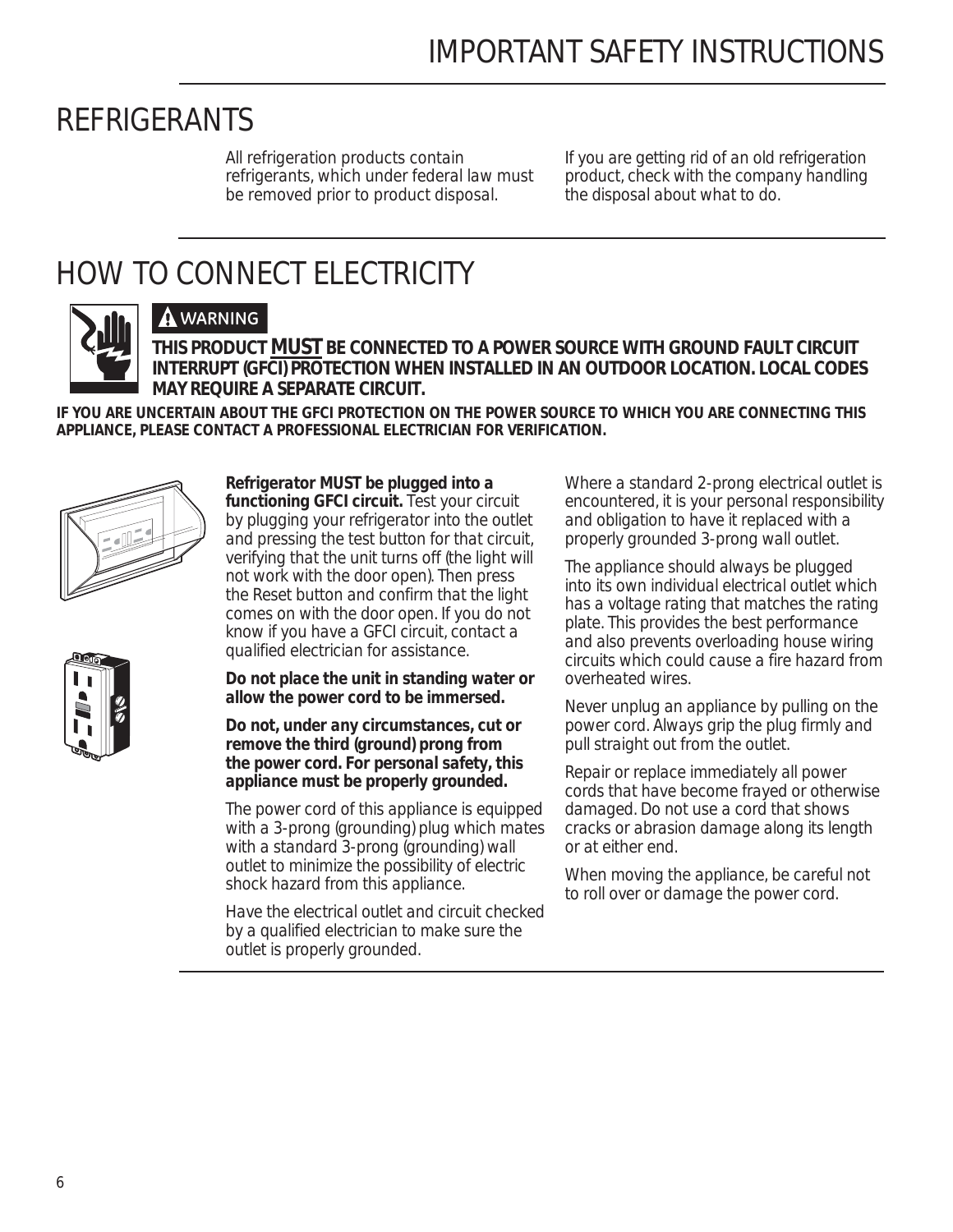# REFRIGERANTS

All refrigeration products contain refrigerants, which under federal law must be removed prior to product disposal.

If you are getting rid of an old refrigeration product, check with the company handling the disposal about what to do.

# HOW TO CONNECT ELECTRICITY

**⚠ WARNING**

**THIS PRODUCT MUST BE CONNECTED TO A POWER SOURCE WITH GROUND FAULT CIRCUIT INTERRUPT (GFCI) PROTECTION WHEN INSTALLED IN AN OUTDOOR LOCATION. LOCAL CODES MAY REQUIRE A SEPARATE CIRCUIT.**

**IF YOU ARE UNCERTAIN ABOUT THE GFCI PROTECTION ON THE POWER SOURCE TO WHICH YOU ARE CONNECTING THIS APPLIANCE, PLEASE CONTACT A PROFESSIONAL ELECTRICIAN FOR VERIFICATION.**

***Refrigerator MUST be plugged into a functioning GFCI circuit.*** Test your circuit by plugging your refrigerator into the outlet and pressing the test button for that circuit, verifying that the unit turns off (the light will not work with the door open). Then press the Reset button and confirm that the light comes on with the door open. If you do not know if you have a GFCI circuit, contact a qualified electrician for assistance.

**Do not place the unit in standing water or allow the power cord to be immersed.**

**Do not, under any circumstances, cut or remove the third (ground) prong from the power cord. For personal safety, this appliance must be properly grounded.**

The power cord of this appliance is equipped with a 3-prong (grounding) plug which mates with a standard 3-prong (grounding) wall outlet to minimize the possibility of electric shock hazard from this appliance.

Have the electrical outlet and circuit checked by a qualified electrician to make sure the outlet is properly grounded.

Where a standard 2-prong electrical outlet is encountered, it is your personal responsibility and obligation to have it replaced with a properly grounded 3-prong wall outlet.

The appliance should always be plugged into its own individual electrical outlet which has a voltage rating that matches the rating plate. This provides the best performance and also prevents overloading house wiring circuits which could cause a fire hazard from overheated wires.

Never unplug an appliance by pulling on the power cord. Always grip the plug firmly and pull straight out from the outlet.

Repair or replace immediately all power cords that have become frayed or otherwise damaged. Do not use a cord that shows cracks or abrasion damage along its length or at either end.

When moving the appliance, be careful not to roll over or damage the power cord.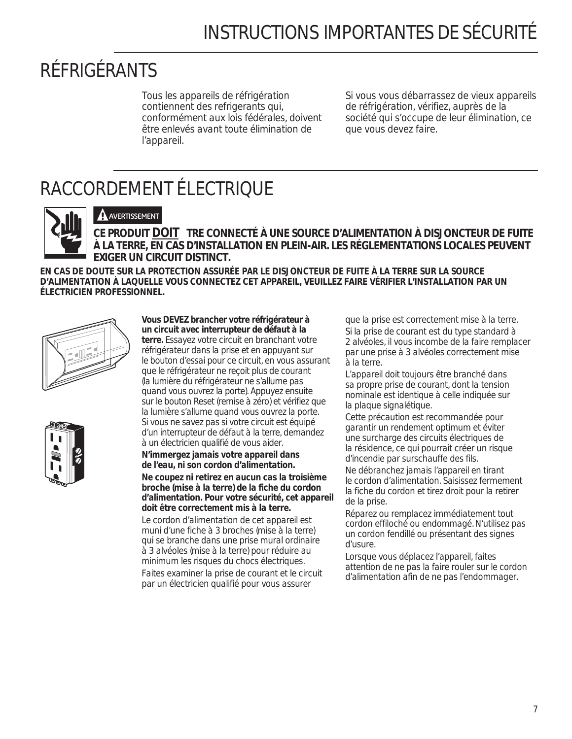# RÉFRIGÉRANTS

Tous les appareils de réfrigération contiennent des refrigerants qui, conformément aux lois fédérales, doivent être enlevés avant toute élimination de l'appareil.

Si vous vous débarrassez de vieux appareils de réfrigération, vérifiez, auprès de la société qui s'occupe de leur élimination, ce que vous devez faire.

# RACCORDEMENT ÉLECTRIQUE

**AVERTISSEMENT**

**CE PRODUIT DOIT TRE CONNECTÉ À UNE SOURCE D'ALIMENTATION À DISJONCTEUR DE FUITE À LA TERRE, EN CAS D'INSTALLATION EN PLEIN-AIR. LES RÉGLEMENTATIONS LOCALES PEUVENT EXIGER UN CIRCUIT DISTINCT.**

**EN CAS DE DOUTE SUR LA PROTECTION ASSURÉE PAR LE DISJONCTEUR DE FUITE À LA TERRE SUR LA SOURCE D'ALIMENTATION À LAQUELLE VOUS CONNECTEZ CET APPAREIL, VEUILLEZ FAIRE VÉRIFIER L'INSTALLATION PAR UN ÉLECTRICIEN PROFESSIONNEL.**

**Vous DEVEZ brancher votre réfrigérateur à un circuit avec interrupteur de défaut à la terre.** Essayez votre circuit en branchant votre réfrigérateur dans la prise et en appuyant sur le bouton d'essai pour ce circuit, en vous assurant que le réfrigérateur ne reçoit plus de courant (la lumière du réfrigérateur ne s'allume pas quand vous ouvrez la porte). Appuyez ensuite sur le bouton Reset (remise à zéro) et vérifiez que la lumière s'allume quand vous ouvrez la porte. Si vous ne savez pas si votre circuit est équipé d'un interrupteur de défaut à la terre, demandez à un électricien qualifié de vous aider.

**N'immergez jamais votre appareil dans de l'eau, ni son cordon d'alimentation.**

**Ne coupez ni retirez en aucun cas la troisième broche (mise à la terre) de la fiche du cordon d'alimentation. Pour votre sécurité, cet appareil doit être correctement mis à la terre.**

Le cordon d'alimentation de cet appareil est muni d'une fiche à 3 broches (mise à la terre) qui se branche dans une prise mural ordinaire à 3 alvéoles (mise à la terre) pour réduire au minimum les risques du chocs électriques.

Faites examiner la prise de courant et le circuit par un électricien qualifié pour vous assurer que la prise est correctement mise à la terre.

Si la prise de courant est du type standard à 2 alvéoles, il vous incombe de la faire remplacer par une prise à 3 alvéoles correctement mise à la terre.

L'appareil doit toujours être branché dans sa propre prise de courant, dont la tension nominale est identique à celle indiquée sur la plaque signalétique.

Cette précaution est recommandée pour garantir un rendement optimum et éviter une surcharge des circuits électriques de la résidence, ce qui pourrait créer un risque d'incendie par surschauffe des fils.

Ne débranchez jamais l'appareil en tirant le cordon d'alimentation. Saisissez fermement la fiche du cordon et tirez droit pour la retirer de la prise.

Réparez ou remplacez immédiatement tout cordon effiloché ou endommagé. N'utilisez pas un cordon fendillé ou présentant des signes d'usure.

Lorsque vous déplacez l'appareil, faites attention de ne pas la faire rouler sur le cordon d'alimentation afin de ne pas l'endommager.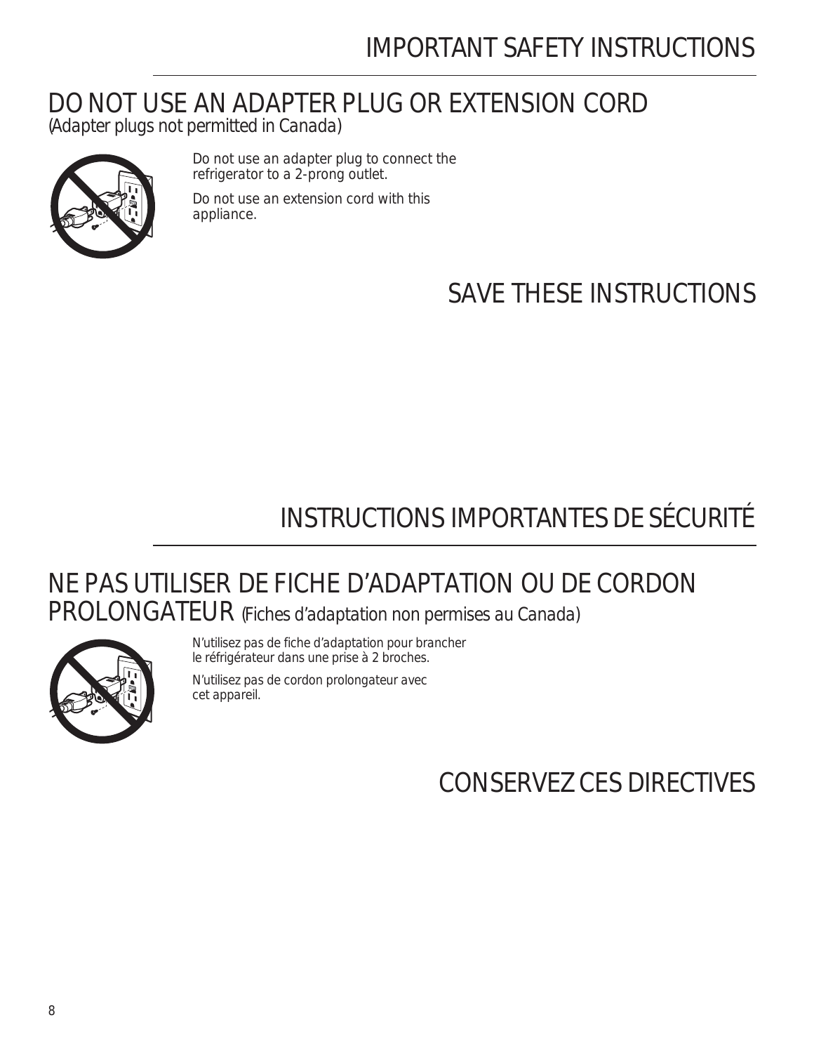# IMPORTANT SAFETY INSTRUCTIONS

## DO NOT USE AN ADAPTER PLUG OR EXTENSION CORD

(Adapter plugs not permitted in Canada)

Do not use an adapter plug to connect the refrigerator to a 2-prong outlet.

Do not use an extension cord with this appliance.

## SAVE THESE INSTRUCTIONS

# INSTRUCTIONS IMPORTANTES DE SÉCURITÉ

## NE PAS UTILISER DE FICHE D'ADAPTATION OU DE CORDON PROLONGATEUR (Fiches d'adaptation non permises au Canada)

N'utilisez pas de fiche d'adaptation pour brancher le réfrigérateur dans une prise à 2 broches.

N'utilisez pas de cordon prolongateur avec cet appareil.

## CONSERVEZ CES DIRECTIVES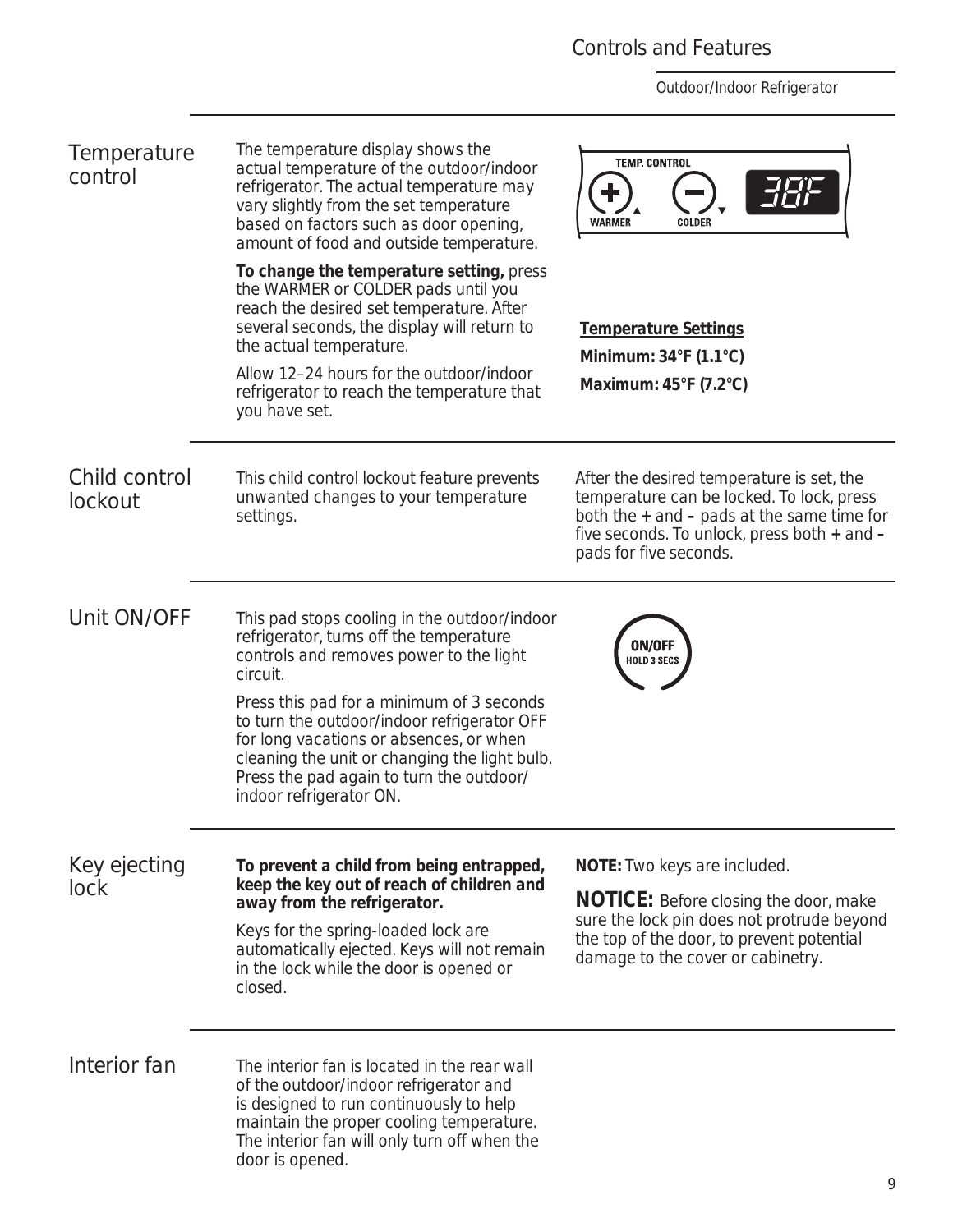# Controls and Features

## Temperature control

The temperature display shows the actual temperature of the outdoor/indoor refrigerator. The actual temperature may vary slightly from the set temperature based on factors such as door opening, amount of food and outside temperature.

**To change the temperature setting,** press the WARMER or COLDER pads until you reach the desired set temperature. After several seconds, the display will return to the actual temperature.

Allow 12–24 hours for the outdoor/indoor refrigerator to reach the temperature that you have set.

TEMP. CONTROL

WARMER COLDER 38F

**Temperature Settings**

**Minimum: 34°F (1.1°C)**

**Maximum: 45°F (7.2°C)**

## Child control lockout

This child control lockout feature prevents unwanted changes to your temperature settings.

After the desired temperature is set, the temperature can be locked. To lock, press both the **+** and **–** pads at the same time for five seconds. To unlock, press both **+** and **–** pads for five seconds.

## Unit ON/OFF

This pad stops cooling in the outdoor/indoor refrigerator, turns off the temperature controls and removes power to the light circuit.

Press this pad for a minimum of 3 seconds to turn the outdoor/indoor refrigerator OFF for long vacations or absences, or when cleaning the unit or changing the light bulb. Press the pad again to turn the outdoor/indoor refrigerator ON.

ON/OFF HOLD 3 SECS

## Key ejecting lock

**To prevent a child from being entrapped, keep the key out of reach of children and away from the refrigerator.**

Keys for the spring-loaded lock are automatically ejected. Keys will not remain in the lock while the door is opened or closed.

**NOTE:** Two keys are included.

**NOTICE:** Before closing the door, make sure the lock pin does not protrude beyond the top of the door, to prevent potential damage to the cover or cabinetry.

## Interior fan

The interior fan is located in the rear wall of the outdoor/indoor refrigerator and is designed to run continuously to help maintain the proper cooling temperature. The interior fan will only turn off when the door is opened.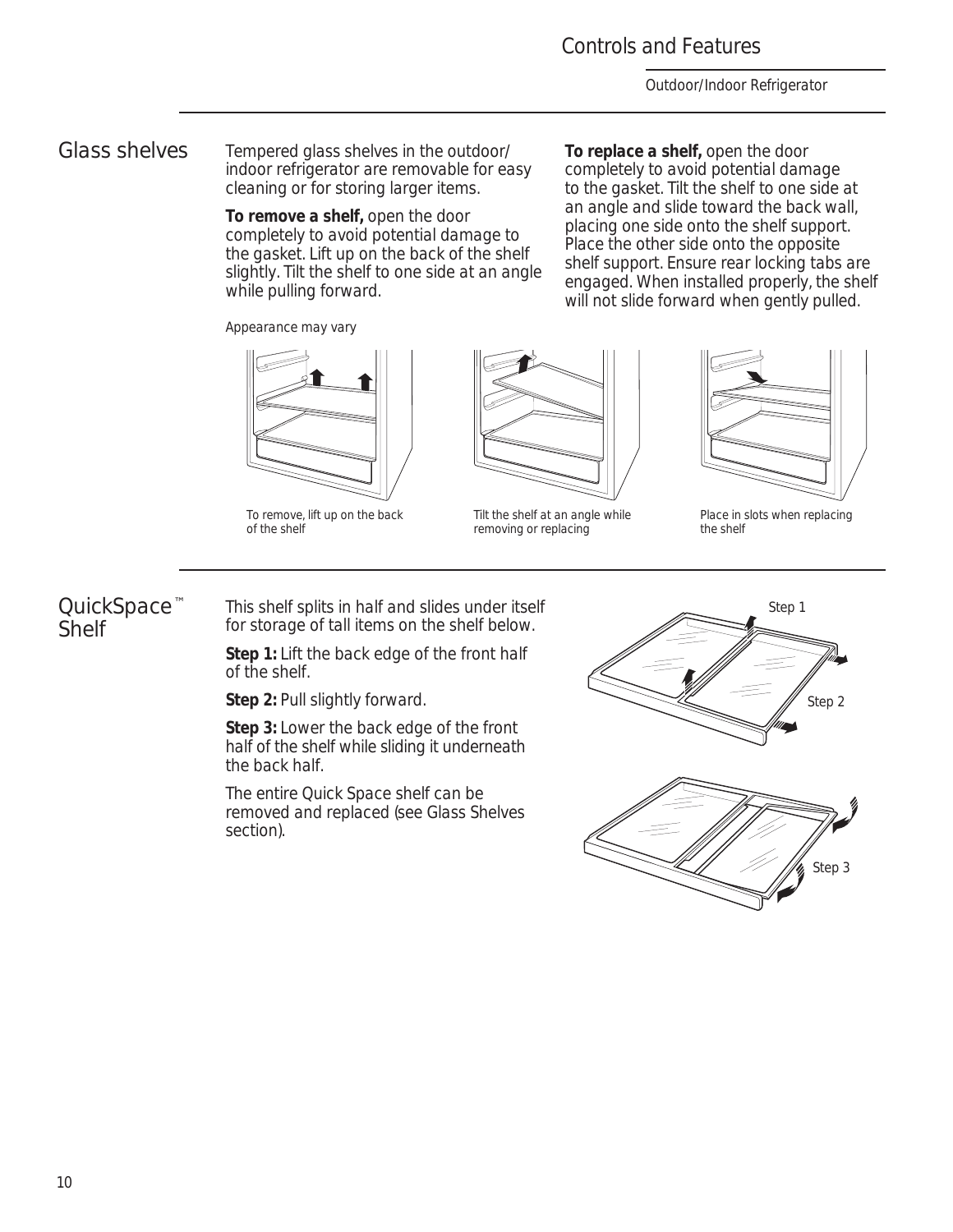## Glass shelves

Tempered glass shelves in the outdoor/indoor refrigerator are removable for easy cleaning or for storing larger items.

**To remove a shelf,** open the door completely to avoid potential damage to the gasket. Lift up on the back of the shelf slightly. Tilt the shelf to one side at an angle while pulling forward.

**To replace a shelf,** open the door completely to avoid potential damage to the gasket. Tilt the shelf to one side at an angle and slide toward the back wall, placing one side onto the shelf support. Place the other side onto the opposite shelf support. Ensure rear locking tabs are engaged. When installed properly, the shelf will not slide forward when gently pulled.

Appearance may vary

To remove, lift up on the back of the shelf

Tilt the shelf at an angle while removing or replacing

Place in slots when replacing the shelf

## QuickSpace™ Shelf

This shelf splits in half and slides under itself for storage of tall items on the shelf below.

**Step 1:** Lift the back edge of the front half of the shelf.

**Step 2:** Pull slightly forward.

**Step 3:** Lower the back edge of the front half of the shelf while sliding it underneath the back half.

The entire Quick Space shelf can be removed and replaced (see Glass Shelves section).

Step 1

Step 2

Step 3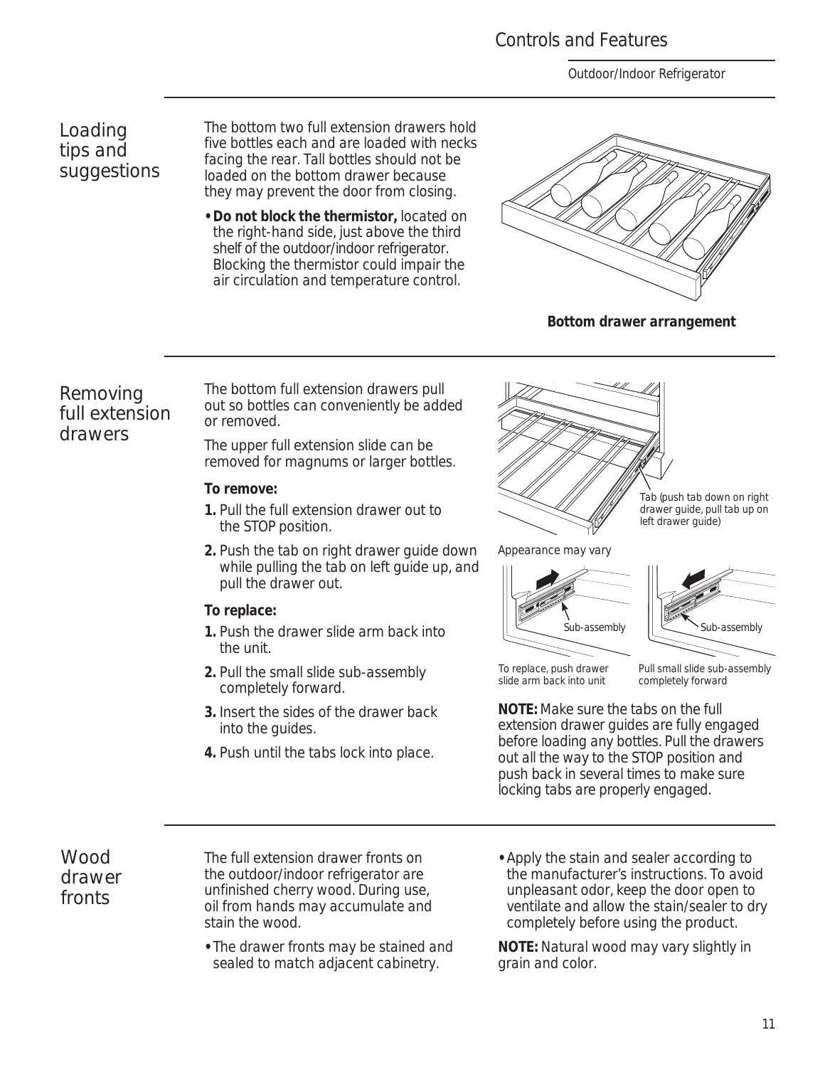## Loading tips and suggestions

The bottom two full extension drawers hold five bottles each and are loaded with necks facing the rear. Tall bottles should not be loaded on the bottom drawer because they may prevent the door from closing.

- **Do not block the thermistor,** located on the right-hand side, just above the third shelf of the outdoor/indoor refrigerator. Blocking the thermistor could impair the air circulation and temperature control.

**Bottom drawer arrangement**

## Removing full extension drawers

The bottom full extension drawers pull out so bottles can conveniently be added or removed.

The upper full extension slide can be removed for magnums or larger bottles.

**To remove:**

1. Pull the full extension drawer out to the STOP position.
2. Push the tab on right drawer guide down while pulling the tab on left guide up, and pull the drawer out.

**To replace:**

1. Push the drawer slide arm back into the unit.
2. Pull the small slide sub-assembly completely forward.
3. Insert the sides of the drawer back into the guides.
4. Push until the tabs lock into place.

Tab (push tab down on right drawer guide, pull tab up on left drawer guide)

Appearance may vary

Sub-assembly

Sub-assembly

To replace, push drawer slide arm back into unit

Pull small slide sub-assembly completely forward

**NOTE:** Make sure the tabs on the full extension drawer guides are fully engaged before loading any bottles. Pull the drawers out all the way to the STOP position and push back in several times to make sure locking tabs are properly engaged.

## Wood drawer fronts

The full extension drawer fronts on the outdoor/indoor refrigerator are unfinished cherry wood. During use, oil from hands may accumulate and stain the wood.

- The drawer fronts may be stained and sealed to match adjacent cabinetry.
- Apply the stain and sealer according to the manufacturer's instructions. To avoid unpleasant odor, keep the door open to ventilate and allow the stain/sealer to dry completely before using the product.

**NOTE:** Natural wood may vary slightly in grain and color.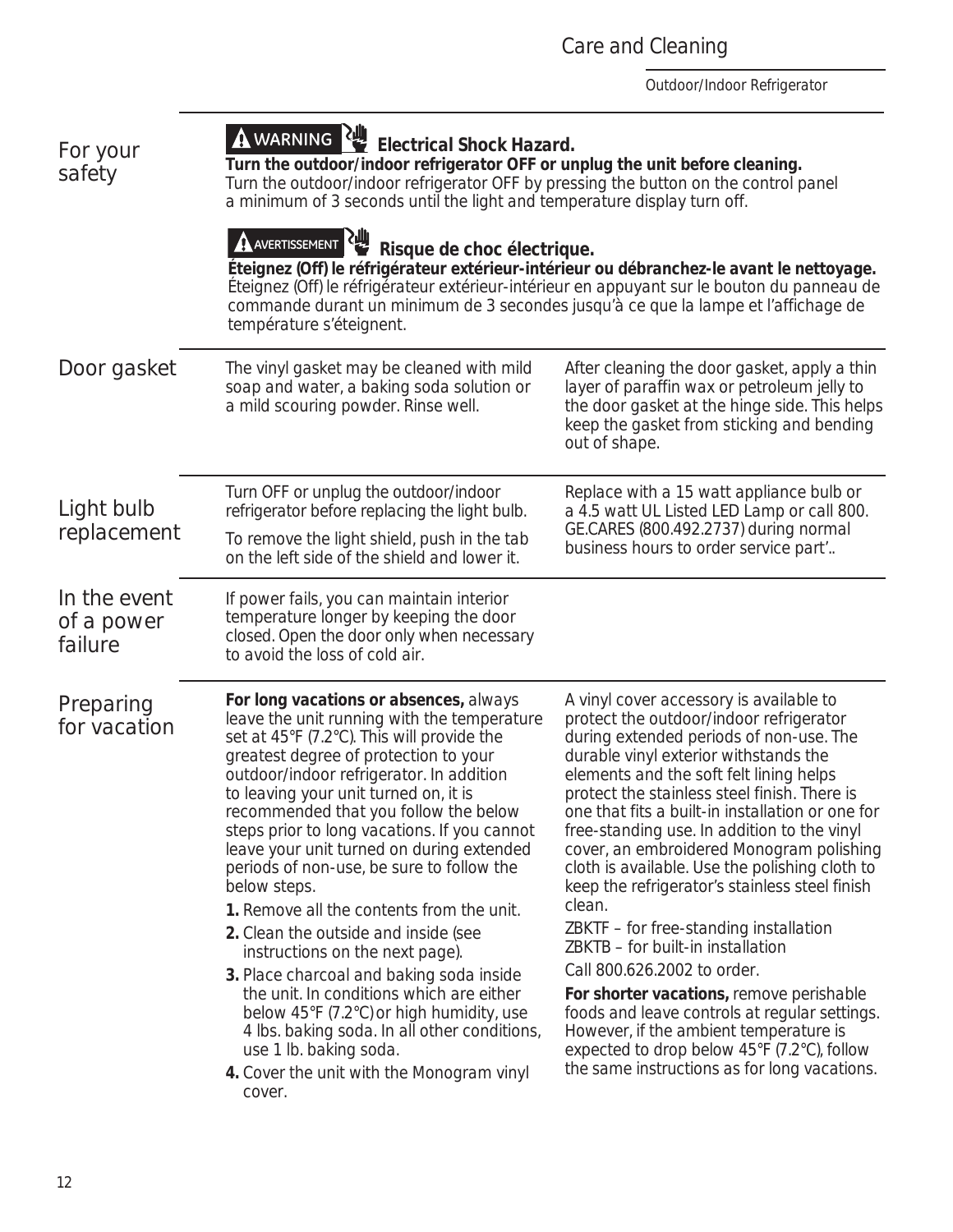# Care and Cleaning

Outdoor/Indoor Refrigerator

## For your safety

**⚠ WARNING Electrical Shock Hazard.**

**Turn the outdoor/indoor refrigerator OFF or unplug the unit before cleaning.**
Turn the outdoor/indoor refrigerator OFF by pressing the button on the control panel a minimum of 3 seconds until the light and temperature display turn off.

**⚠ AVERTISSEMENT Risque de choc électrique.**

**Éteignez (Off) le réfrigérateur extérieur-intérieur ou débranchez-le avant le nettoyage.**
Éteignez (Off) le réfrigérateur extérieur-intérieur en appuyant sur le bouton du panneau de commande durant un minimum de 3 secondes jusqu'à ce que la lampe et l'affichage de température s'éteignent.

## Door gasket

The vinyl gasket may be cleaned with mild soap and water, a baking soda solution or a mild scouring powder. Rinse well.

After cleaning the door gasket, apply a thin layer of paraffin wax or petroleum jelly to the door gasket at the hinge side. This helps keep the gasket from sticking and bending out of shape.

## Light bulb replacement

Turn OFF or unplug the outdoor/indoor refrigerator before replacing the light bulb.

To remove the light shield, push in the tab on the left side of the shield and lower it.

Replace with a 15 watt appliance bulb or a 4.5 watt UL Listed LED Lamp or call 800. GE.CARES (800.492.2737) during normal business hours to order service part'..

## In the event of a power failure

If power fails, you can maintain interior temperature longer by keeping the door closed. Open the door only when necessary to avoid the loss of cold air.

## Preparing for vacation

**For long vacations or absences,** always leave the unit running with the temperature set at 45°F (7.2°C). This will provide the greatest degree of protection to your outdoor/indoor refrigerator. In addition to leaving your unit turned on, it is recommended that you follow the below steps prior to long vacations. If you cannot leave your unit turned on during extended periods of non-use, be sure to follow the below steps.

1. Remove all the contents from the unit.
2. Clean the outside and inside (see instructions on the next page).
3. Place charcoal and baking soda inside the unit. In conditions which are either below 45°F (7.2°C) or high humidity, use 4 lbs. baking soda. In all other conditions, use 1 lb. baking soda.
4. Cover the unit with the Monogram vinyl cover.

A vinyl cover accessory is available to protect the outdoor/indoor refrigerator during extended periods of non-use. The durable vinyl exterior withstands the elements and the soft felt lining helps protect the stainless steel finish. There is one that fits a built-in installation or one for free-standing use. In addition to the vinyl cover, an embroidered Monogram polishing cloth is available. Use the polishing cloth to keep the refrigerator's stainless steel finish clean.

ZBKTF – for free-standing installation
ZBKTB – for built-in installation

Call 800.626.2002 to order.

**For shorter vacations,** remove perishable foods and leave controls at regular settings. However, if the ambient temperature is expected to drop below 45°F (7.2°C), follow the same instructions as for long vacations.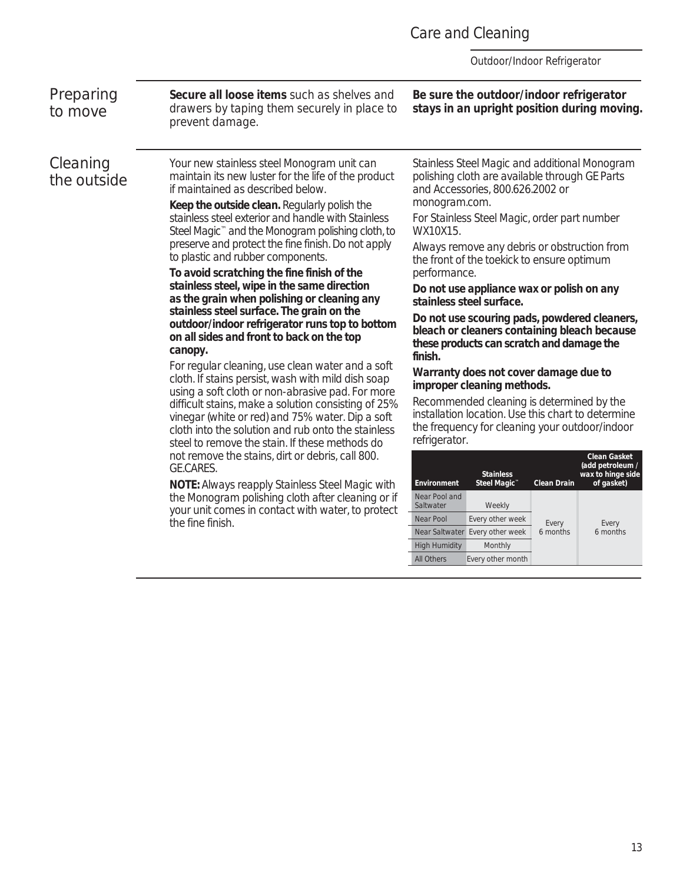# Care and Cleaning

Outdoor/Indoor Refrigerator

## Preparing to move

**Secure all loose items** such as shelves and drawers by taping them securely in place to prevent damage.

**Be sure the outdoor/indoor refrigerator stays in an upright position during moving.**

## Cleaning the outside

Your new stainless steel Monogram unit can maintain its new luster for the life of the product if maintained as described below.

**Keep the outside clean.** Regularly polish the stainless steel exterior and handle with Stainless Steel Magic™ and the Monogram polishing cloth, to preserve and protect the fine finish. Do not apply to plastic and rubber components.

**To avoid scratching the fine finish of the stainless steel, wipe in the same direction as the grain when polishing or cleaning any stainless steel surface. The grain on the outdoor/indoor refrigerator runs top to bottom on all sides and front to back on the top canopy.**

For regular cleaning, use clean water and a soft cloth. If stains persist, wash with mild dish soap using a soft cloth or non-abrasive pad. For more difficult stains, make a solution consisting of 25% vinegar (white or red) and 75% water. Dip a soft cloth into the solution and rub onto the stainless steel to remove the stain. If these methods do not remove the stains, dirt or debris, call 800.GE.CARES.

**NOTE:** Always reapply Stainless Steel Magic with the Monogram polishing cloth after cleaning or if your unit comes in contact with water, to protect the fine finish.

Stainless Steel Magic and additional Monogram polishing cloth are available through GE Parts and Accessories, 800.626.2002 or monogram.com.

For Stainless Steel Magic, order part number WX10X15.

Always remove any debris or obstruction from the front of the toekick to ensure optimum performance.

**Do not use appliance wax or polish on any stainless steel surface.**

**Do not use scouring pads, powdered cleaners, bleach or cleaners containing bleach because these products can scratch and damage the finish.**

**Warranty does not cover damage due to improper cleaning methods.**

Recommended cleaning is determined by the installation location. Use this chart to determine the frequency for cleaning your outdoor/indoor refrigerator.

| Environment | Stainless Steel Magic™ | Clean Drain | Clean Gasket (add petroleum / wax to hinge side of gasket) |
|---|---|---|---|
| Near Pool and Saltwater | Weekly | Every 6 months | Every 6 months |
| Near Pool | Every other week | | |
| Near Saltwater | Every other week | | |
| High Humidity | Monthly | | |
| All Others | Every other month | | |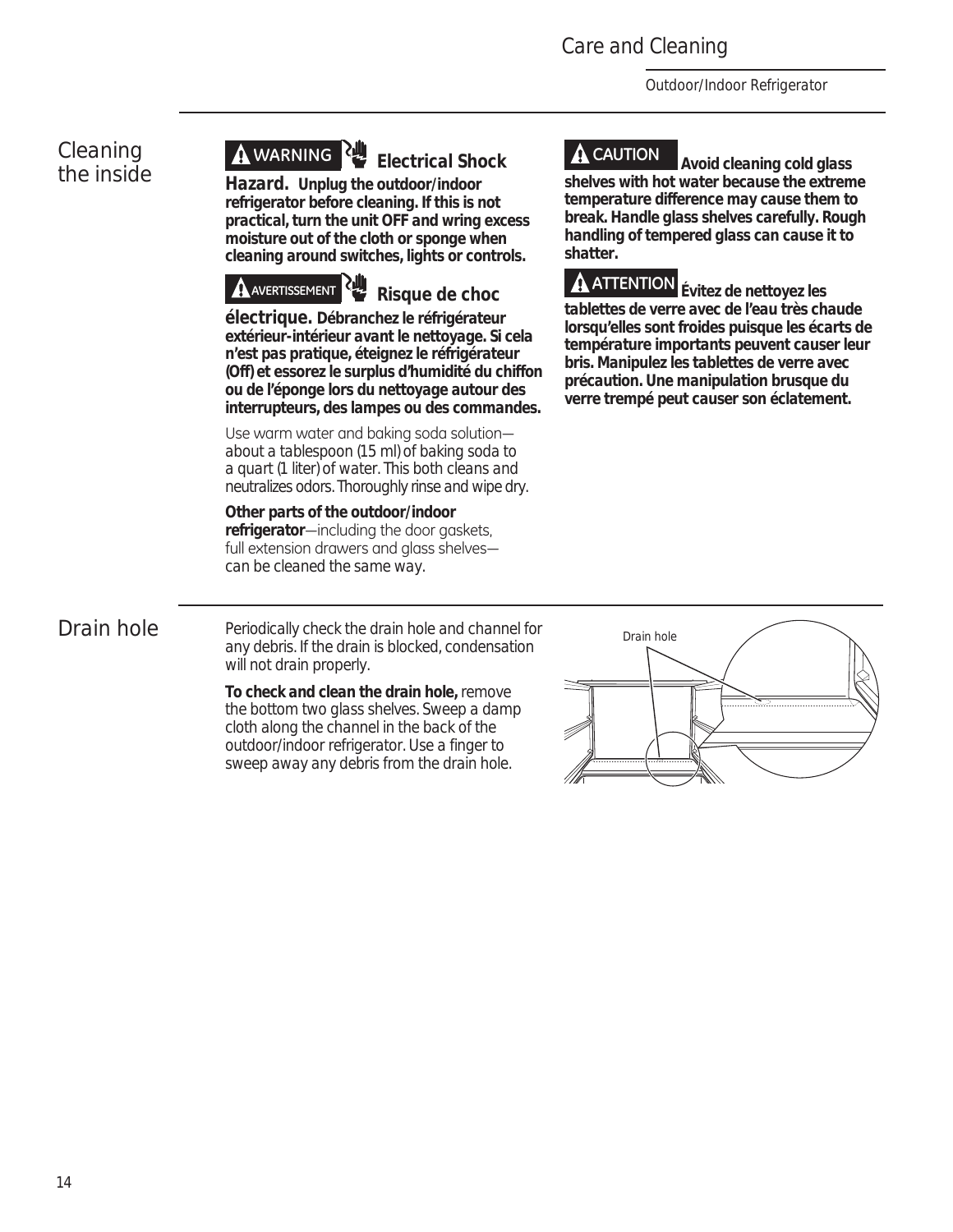## Cleaning the inside

**⚠ WARNING** **Electrical Shock Hazard. Unplug the outdoor/indoor refrigerator before cleaning. If this is not practical, turn the unit OFF and wring excess moisture out of the cloth or sponge when cleaning around switches, lights or controls.**

**⚠ AVERTISSEMENT** **Risque de choc électrique. Débranchez le réfrigérateur extérieur-intérieur avant le nettoyage. Si cela n'est pas pratique, éteignez le réfrigérateur (Off) et essorez le surplus d'humidité du chiffon ou de l'éponge lors du nettoyage autour des interrupteurs, des lampes ou des commandes.**

Use warm water and baking soda solution—about a tablespoon (15 ml) of baking soda to a quart (1 liter) of water. This both cleans and neutralizes odors. Thoroughly rinse and wipe dry.

**Other parts of the outdoor/indoor refrigerator**—including the door gaskets, full extension drawers and glass shelves—can be cleaned the same way.

**⚠ CAUTION** **Avoid cleaning cold glass shelves with hot water because the extreme temperature difference may cause them to break. Handle glass shelves carefully. Rough handling of tempered glass can cause it to shatter.**

**⚠ ATTENTION** **Évitez de nettoyez les tablettes de verre avec de l'eau très chaude lorsqu'elles sont froides puisque les écarts de température importants peuvent causer leur bris. Manipulez les tablettes de verre avec précaution. Une manipulation brusque du verre trempé peut causer son éclatement.**

## Drain hole

Periodically check the drain hole and channel for any debris. If the drain is blocked, condensation will not drain properly.

**To check and clean the drain hole,** remove the bottom two glass shelves. Sweep a damp cloth along the channel in the back of the outdoor/indoor refrigerator. Use a finger to sweep away any debris from the drain hole.

Drain hole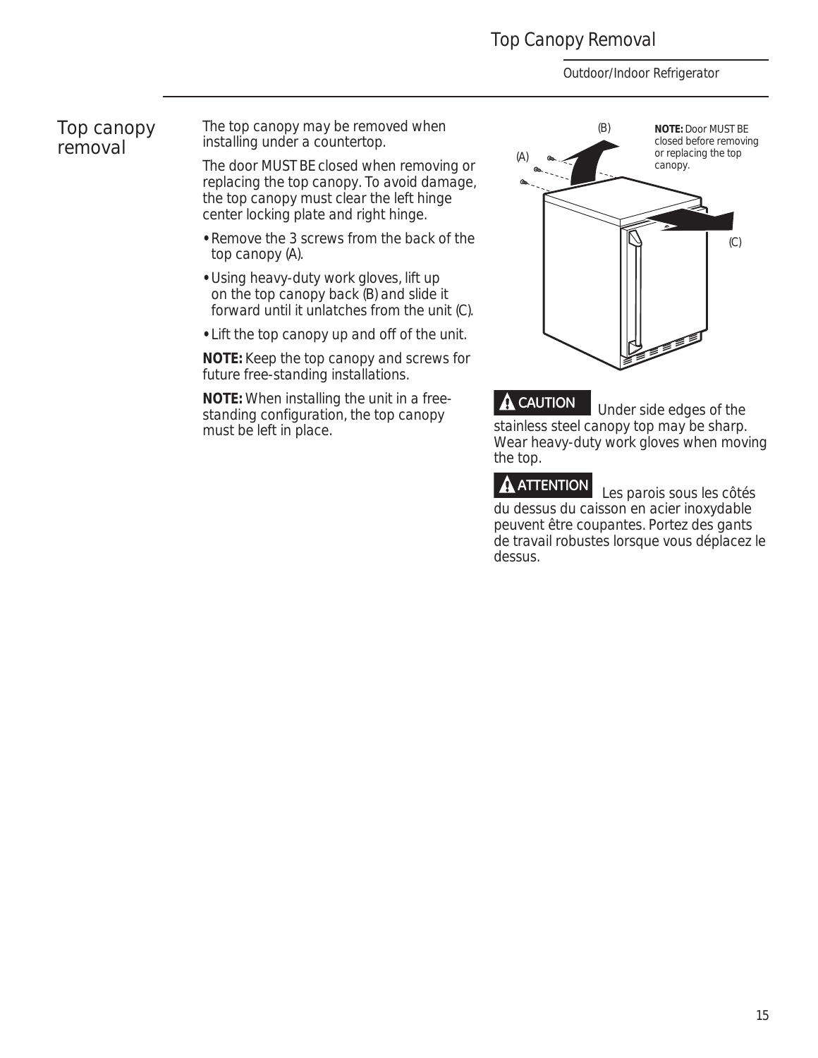## Top canopy removal

The top canopy may be removed when installing under a countertop.

The door MUST BE closed when removing or replacing the top canopy. To avoid damage, the top canopy must clear the left hinge center locking plate and right hinge.

- Remove the 3 screws from the back of the top canopy (A).
- Using heavy-duty work gloves, lift up on the top canopy back (B) and slide it forward until it unlatches from the unit (C).
- Lift the top canopy up and off of the unit.

**NOTE:** Keep the top canopy and screws for future free-standing installations.

**NOTE:** When installing the unit in a free-standing configuration, the top canopy must be left in place.

(B) (A) (C)

**NOTE:** Door MUST BE closed before removing or replacing the top canopy.

**CAUTION** Under side edges of the stainless steel canopy top may be sharp. Wear heavy-duty work gloves when moving the top.

**ATTENTION** Les parois sous les côtés du dessus du caisson en acier inoxydable peuvent être coupantes. Portez des gants de travail robustes lorsque vous déplacez le dessus.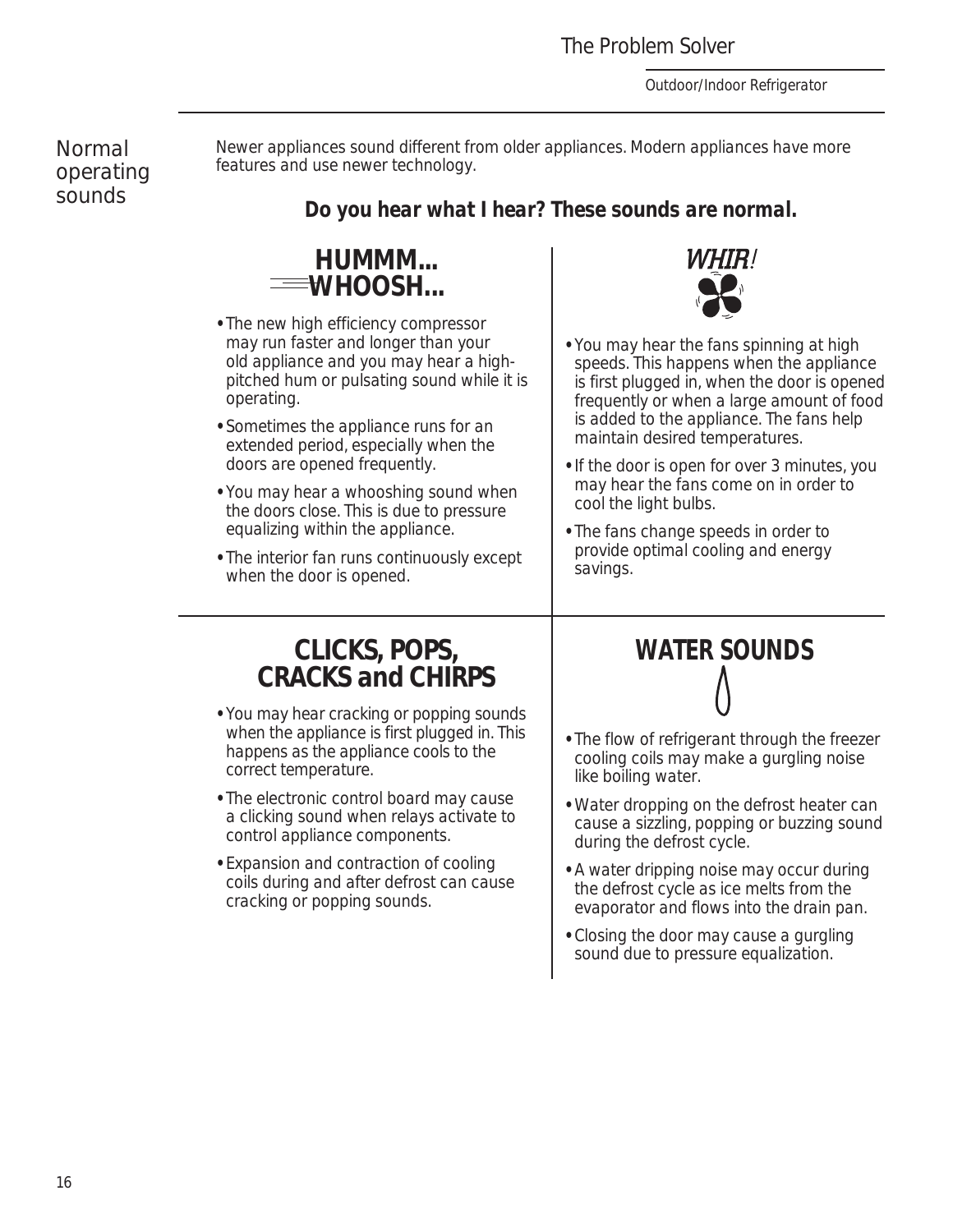## Normal operating sounds

Newer appliances sound different from older appliances. Modern appliances have more features and use newer technology.

***Do you hear what I hear? These sounds are normal.***

### HUMMM... WHOOSH...

- The new high efficiency compressor may run faster and longer than your old appliance and you may hear a high-pitched hum or pulsating sound while it is operating.
- Sometimes the appliance runs for an extended period, especially when the doors are opened frequently.
- You may hear a whooshing sound when the doors close. This is due to pressure equalizing within the appliance.
- The interior fan runs continuously except when the door is opened.

### WHIR!

- You may hear the fans spinning at high speeds. This happens when the appliance is first plugged in, when the door is opened frequently or when a large amount of food is added to the appliance. The fans help maintain desired temperatures.
- If the door is open for over 3 minutes, you may hear the fans come on in order to cool the light bulbs.
- The fans change speeds in order to provide optimal cooling and energy savings.

### CLICKS, POPS, CRACKS and CHIRPS

- You may hear cracking or popping sounds when the appliance is first plugged in. This happens as the appliance cools to the correct temperature.
- The electronic control board may cause a clicking sound when relays activate to control appliance components.
- Expansion and contraction of cooling coils during and after defrost can cause cracking or popping sounds.

### WATER SOUNDS

- The flow of refrigerant through the freezer cooling coils may make a gurgling noise like boiling water.
- Water dropping on the defrost heater can cause a sizzling, popping or buzzing sound during the defrost cycle.
- A water dripping noise may occur during the defrost cycle as ice melts from the evaporator and flows into the drain pan.
- Closing the door may cause a gurgling sound due to pressure equalization.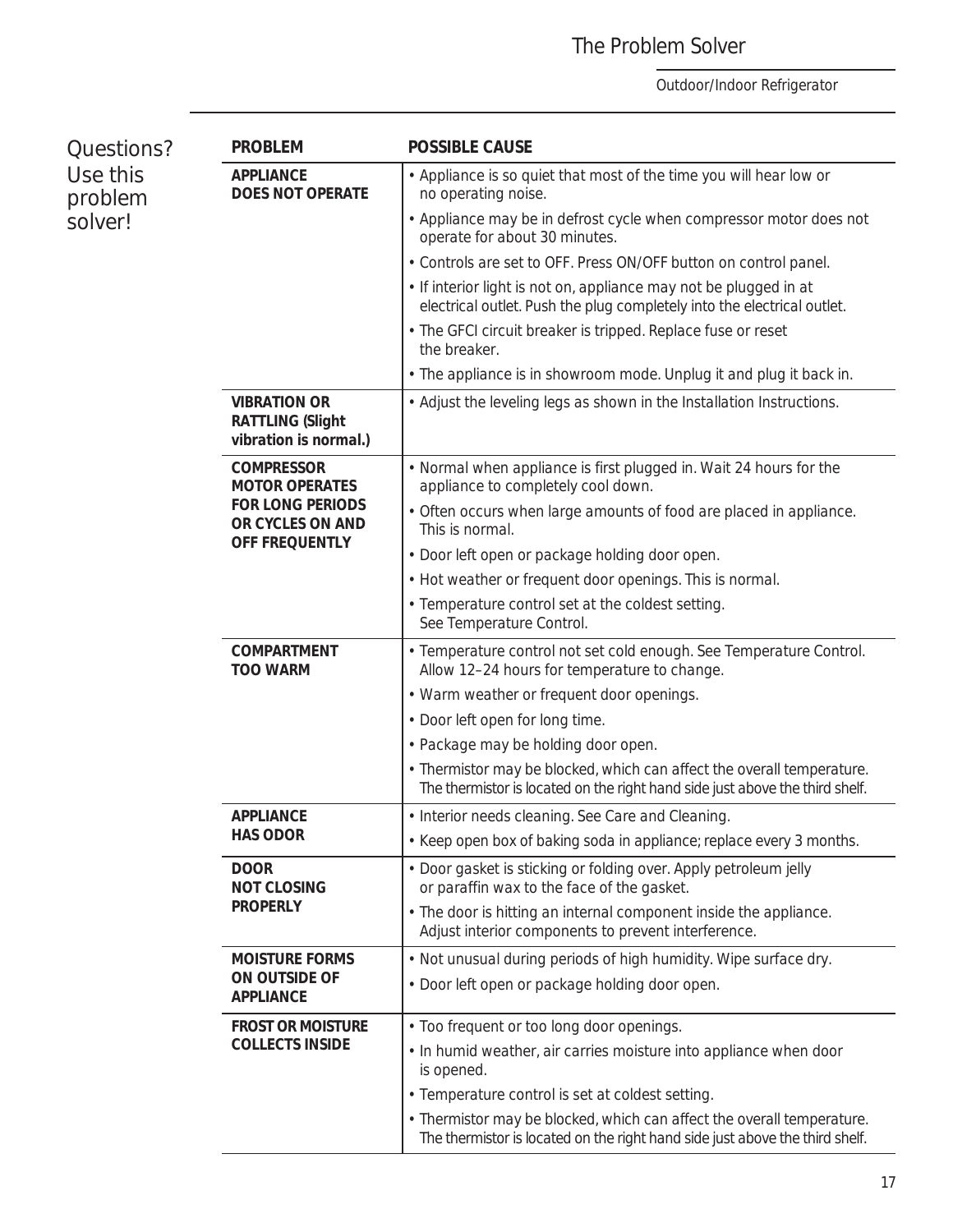# The Problem Solver

Outdoor/Indoor Refrigerator

## Questions? Use this problem solver!

| PROBLEM | POSSIBLE CAUSE |
| --- | --- |
| **APPLIANCE DOES NOT OPERATE** | • Appliance is so quiet that most of the time you will hear low or no operating noise.<br>• Appliance may be in defrost cycle when compressor motor does not operate for about 30 minutes.<br>• Controls are set to OFF. Press ON/OFF button on control panel.<br>• If interior light is not on, appliance may not be plugged in at electrical outlet. Push the plug completely into the electrical outlet.<br>• The GFCI circuit breaker is tripped. Replace fuse or reset the breaker.<br>• The appliance is in showroom mode. Unplug it and plug it back in. |
| **VIBRATION OR RATTLING (Slight vibration is normal.)** | • Adjust the leveling legs as shown in the Installation Instructions. |
| **COMPRESSOR MOTOR OPERATES FOR LONG PERIODS OR CYCLES ON AND OFF FREQUENTLY** | • Normal when appliance is first plugged in. Wait 24 hours for the appliance to completely cool down.<br>• Often occurs when large amounts of food are placed in appliance. This is normal.<br>• Door left open or package holding door open.<br>• Hot weather or frequent door openings. This is normal.<br>• Temperature control set at the coldest setting. See Temperature Control. |
| **COMPARTMENT TOO WARM** | • Temperature control not set cold enough. See Temperature Control. Allow 12–24 hours for temperature to change.<br>• Warm weather or frequent door openings.<br>• Door left open for long time.<br>• Package may be holding door open.<br>• Thermistor may be blocked, which can affect the overall temperature. The thermistor is located on the right hand side just above the third shelf. |
| **APPLIANCE HAS ODOR** | • Interior needs cleaning. See Care and Cleaning.<br>• Keep open box of baking soda in appliance; replace every 3 months. |
| **DOOR NOT CLOSING PROPERLY** | • Door gasket is sticking or folding over. Apply petroleum jelly or paraffin wax to the face of the gasket.<br>• The door is hitting an internal component inside the appliance. Adjust interior components to prevent interference. |
| **MOISTURE FORMS ON OUTSIDE OF APPLIANCE** | • Not unusual during periods of high humidity. Wipe surface dry.<br>• Door left open or package holding door open. |
| **FROST OR MOISTURE COLLECTS INSIDE** | • Too frequent or too long door openings.<br>• In humid weather, air carries moisture into appliance when door is opened.<br>• Temperature control is set at coldest setting.<br>• Thermistor may be blocked, which can affect the overall temperature. The thermistor is located on the right hand side just above the third shelf. |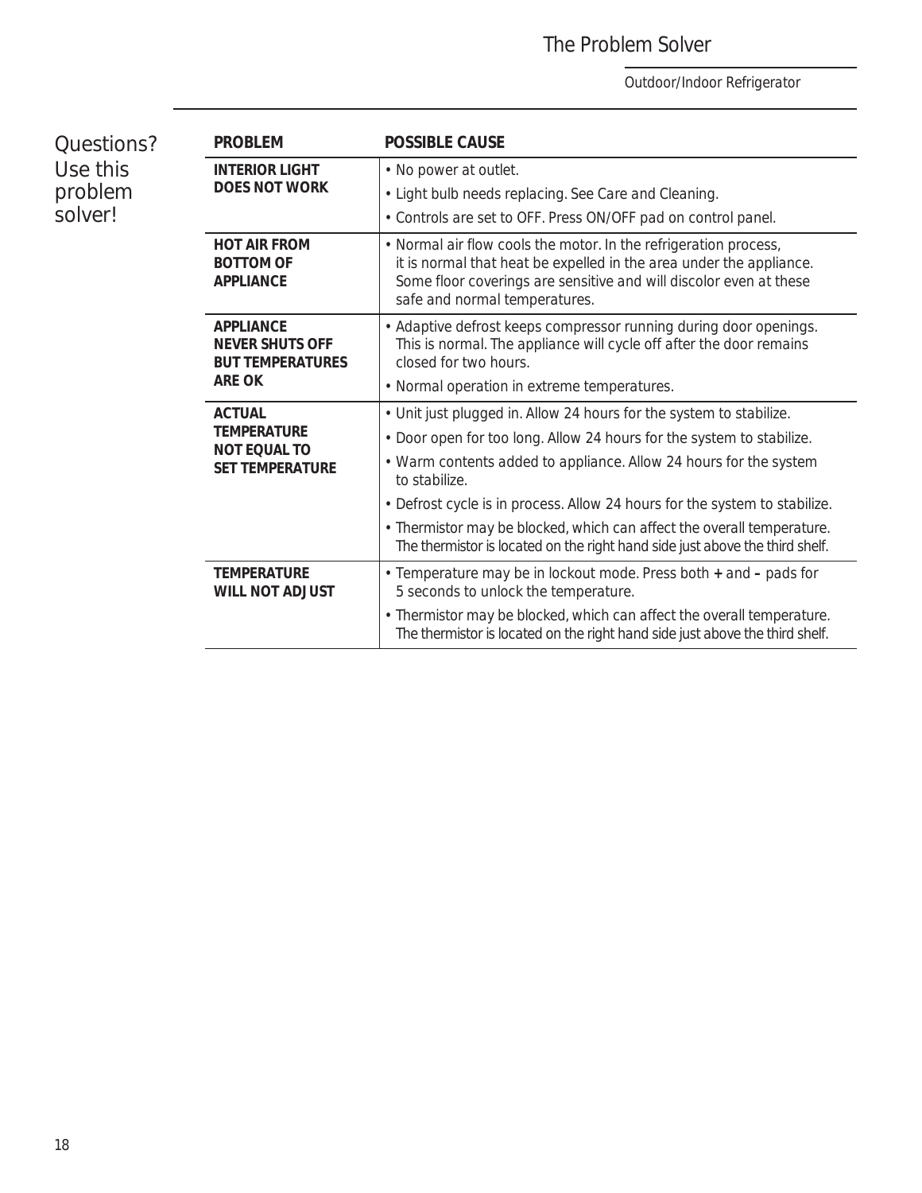# The Problem Solver

Outdoor/Indoor Refrigerator

Questions? Use this problem solver!

| PROBLEM | POSSIBLE CAUSE |
|---|---|
| **INTERIOR LIGHT DOES NOT WORK** | • No power at outlet.<br>• Light bulb needs replacing. See Care and Cleaning.<br>• Controls are set to OFF. Press ON/OFF pad on control panel. |
| **HOT AIR FROM BOTTOM OF APPLIANCE** | • Normal air flow cools the motor. In the refrigeration process, it is normal that heat be expelled in the area under the appliance. Some floor coverings are sensitive and will discolor even at these safe and normal temperatures. |
| **APPLIANCE NEVER SHUTS OFF BUT TEMPERATURES ARE OK** | • Adaptive defrost keeps compressor running during door openings. This is normal. The appliance will cycle off after the door remains closed for two hours.<br>• Normal operation in extreme temperatures. |
| **ACTUAL TEMPERATURE NOT EQUAL TO SET TEMPERATURE** | • Unit just plugged in. Allow 24 hours for the system to stabilize.<br>• Door open for too long. Allow 24 hours for the system to stabilize.<br>• Warm contents added to appliance. Allow 24 hours for the system to stabilize.<br>• Defrost cycle is in process. Allow 24 hours for the system to stabilize.<br>• Thermistor may be blocked, which can affect the overall temperature. The thermistor is located on the right hand side just above the third shelf. |
| **TEMPERATURE WILL NOT ADJUST** | • Temperature may be in lockout mode. Press both **+** and **–** pads for 5 seconds to unlock the temperature.<br>• Thermistor may be blocked, which can affect the overall temperature. The thermistor is located on the right hand side just above the third shelf. |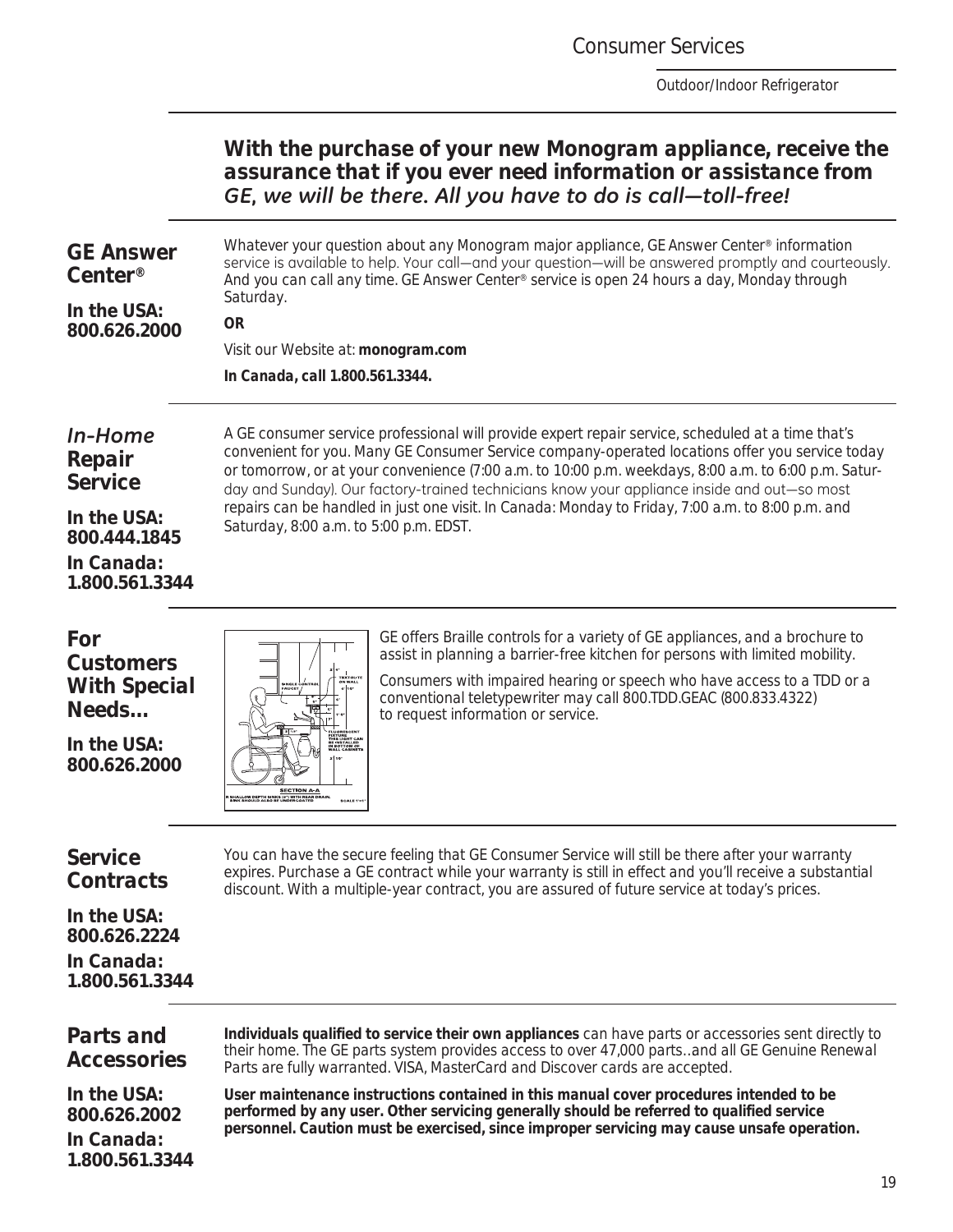**With the purchase of your new Monogram appliance, receive the assurance that if you ever need information or assistance from *GE, we will be there. All you have to do is call—toll-free!***

## GE Answer Center®

**In the USA: 800.626.2000**

Whatever your question about any Monogram major appliance, GE Answer Center® information service is available to help. Your call—and your question—will be answered promptly and courteously. And you can call any time. GE Answer Center® service is open 24 hours a day, Monday through Saturday.

**OR**

Visit our Website at: **monogram.com**

***In Canada, call 1.800.561.3344.***

## *In-Home* Repair Service

**In the USA: 800.444.1845**

**In Canada: 1.800.561.3344**

A GE consumer service professional will provide expert repair service, scheduled at a time that's convenient for you. Many GE Consumer Service company-operated locations offer you service today or tomorrow, or at your convenience (7:00 a.m. to 10:00 p.m. weekdays, 8:00 a.m. to 6:00 p.m. Saturday and Sunday). Our factory-trained technicians know your appliance inside and out—so most repairs can be handled in just one visit. In Canada: Monday to Friday, 7:00 a.m. to 8:00 p.m. and Saturday, 8:00 a.m. to 5:00 p.m. EDST.

## For Customers With Special Needs…

**In the USA: 800.626.2000**

GE offers Braille controls for a variety of GE appliances, and a brochure to assist in planning a barrier-free kitchen for persons with limited mobility.

Consumers with impaired hearing or speech who have access to a TDD or a conventional teletypewriter may call 800.TDD.GEAC (800.833.4322) to request information or service.

## Service Contracts

**In the USA: 800.626.2224**

**In Canada: 1.800.561.3344**

You can have the secure feeling that GE Consumer Service will still be there after your warranty expires. Purchase a GE contract while your warranty is still in effect and you'll receive a substantial discount. With a multiple-year contract, you are assured of future service at today's prices.

## Parts and Accessories

**In the USA: 800.626.2002**

**In Canada: 1.800.561.3344**

**Individuals qualified to service their own appliances** can have parts or accessories sent directly to their home. The GE parts system provides access to over 47,000 parts..and all GE Genuine Renewal Parts are fully warranted. VISA, MasterCard and Discover cards are accepted.

**User maintenance instructions contained in this manual cover procedures intended to be performed by any user. Other servicing generally should be referred to qualified service personnel. Caution must be exercised, since improper servicing may cause unsafe operation.**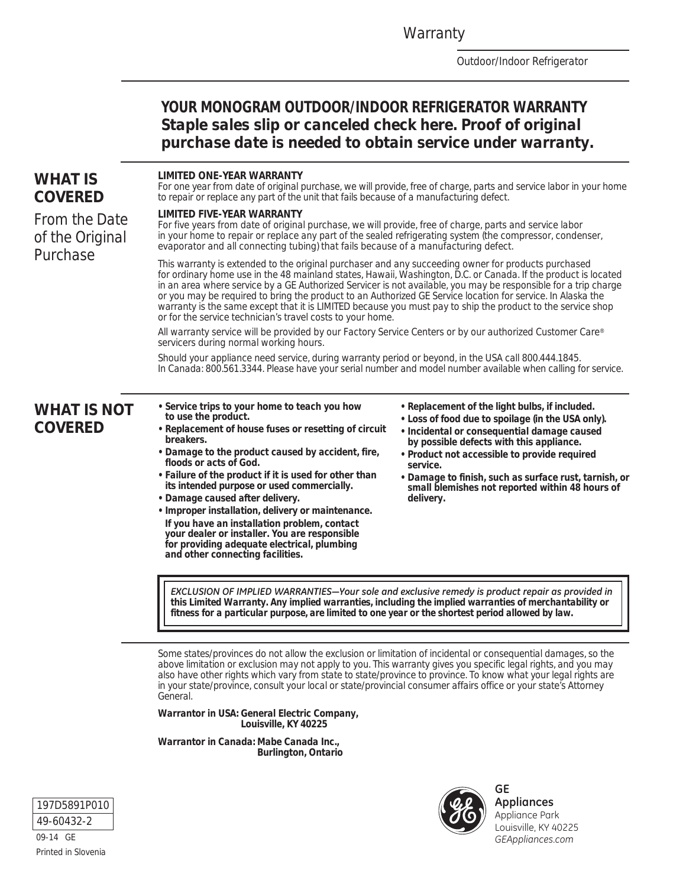# YOUR MONOGRAM OUTDOOR/INDOOR REFRIGERATOR WARRANTY

***Staple sales slip or canceled check here. Proof of original purchase date is needed to obtain service under warranty.***

## WHAT IS COVERED

From the Date of the Original Purchase

**LIMITED ONE-YEAR WARRANTY**
For one year from date of original purchase, we will provide, free of charge, parts and service labor in your home to repair or replace any part of the unit that fails because of a manufacturing defect.

**LIMITED FIVE-YEAR WARRANTY**
For five years from date of original purchase, we will provide, free of charge, parts and service labor in your home to repair or replace any part of the sealed refrigerating system (the compressor, condenser, evaporator and all connecting tubing) that fails because of a manufacturing defect.

This warranty is extended to the original purchaser and any succeeding owner for products purchased for ordinary home use in the 48 mainland states, Hawaii, Washington, D.C. or Canada. If the product is located in an area where service by a GE Authorized Servicer is not available, you may be responsible for a trip charge or you may be required to bring the product to an Authorized GE Service location for service. In Alaska the warranty is the same except that it is LIMITED because you must pay to ship the product to the service shop or for the service technician's travel costs to your home.

All warranty service will be provided by our Factory Service Centers or by our authorized Customer Care® servicers during normal working hours.

Should your appliance need service, during warranty period or beyond, in the USA call 800.444.1845. In Canada: 800.561.3344. Please have your serial number and model number available when calling for service.

## WHAT IS NOT COVERED

- **Service trips to your home to teach you how to use the product.**
- **Replacement of house fuses or resetting of circuit breakers.**
- **Damage to the product caused by accident, fire, floods or acts of God.**
- **Failure of the product if it is used for other than its intended purpose or used commercially.**
- **Damage caused after delivery.**
- **Improper installation, delivery or maintenance. If you have an installation problem, contact your dealer or installer. You are responsible for providing adequate electrical, plumbing and other connecting facilities.**
- **Replacement of the light bulbs, if included.**
- **Loss of food due to spoilage (in the USA only).**
- **Incidental or consequential damage caused by possible defects with this appliance.**
- **Product not accessible to provide required service.**
- **Damage to finish, such as surface rust, tarnish, or small blemishes not reported within 48 hours of delivery.**

***EXCLUSION OF IMPLIED WARRANTIES—Your sole and exclusive remedy is product repair as provided in this Limited Warranty. Any implied warranties, including the implied warranties of merchantability or fitness for a particular purpose, are limited to one year or the shortest period allowed by law.***

Some states/provinces do not allow the exclusion or limitation of incidental or consequential damages, so the above limitation or exclusion may not apply to you. This warranty gives you specific legal rights, and you may also have other rights which vary from state to state/province to province. To know what your legal rights are in your state/province, consult your local or state/provincial consumer affairs office or your state's Attorney General.

**Warrantor in USA: General Electric Company, Louisville, KY 40225**

**Warrantor in Canada: Mabe Canada Inc., Burlington, Ontario**

197D5891P010
49-60432-2
09-14 GE
Printed in Slovenia

**GE Appliances**
Appliance Park
Louisville, KY 40225
*GEAppliances.com*